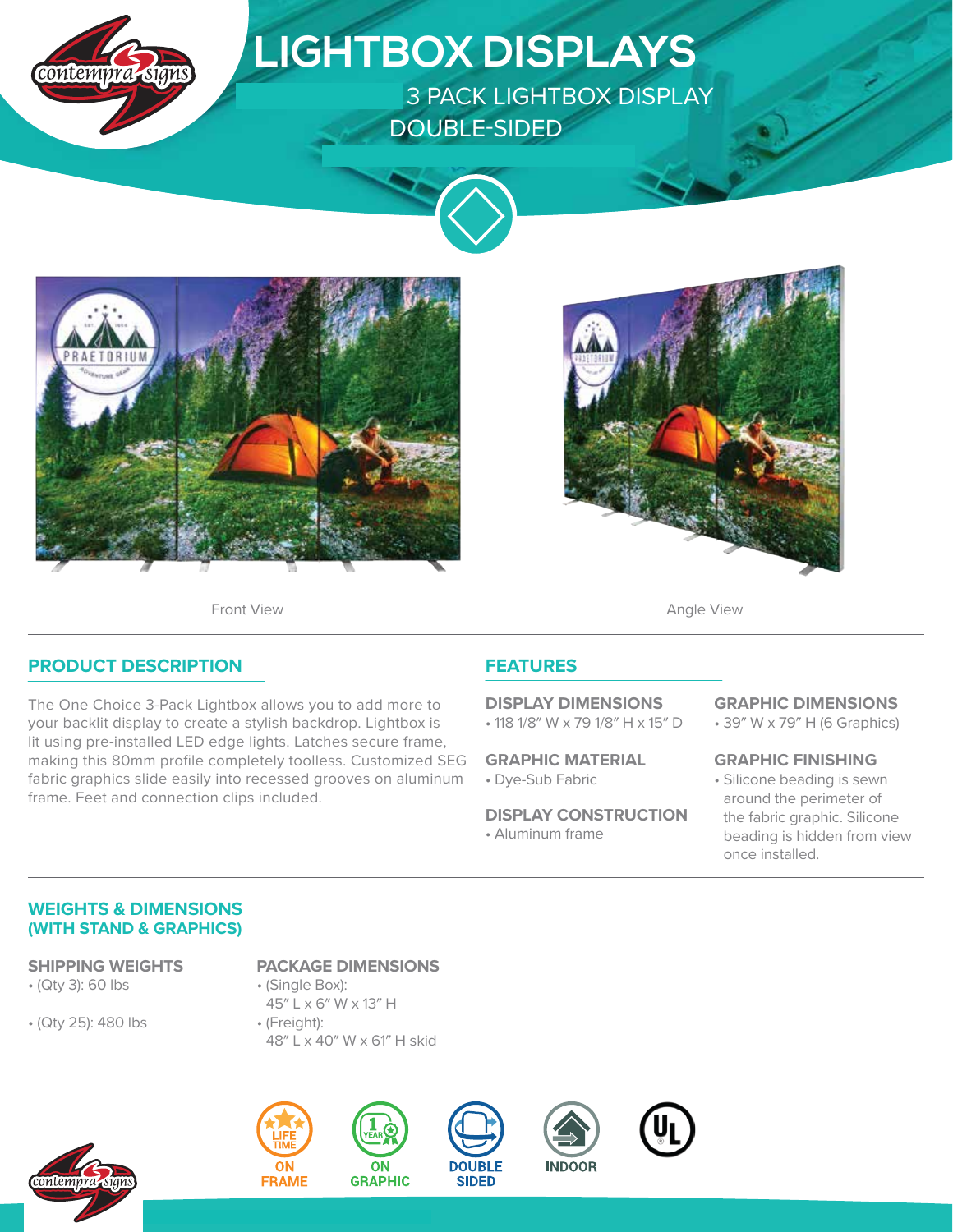# LIGHTBOX DISPLAYS

3 PACK LIGHTBOX DISPLAY
DOUBLE-SIDED

Front View

Angle View

## PRODUCT DESCRIPTION

The One Choice 3-Pack Lightbox allows you to add more to your backlit display to create a stylish backdrop. Lightbox is lit using pre-installed LED edge lights. Latches secure frame, making this 80mm profile completely toolless. Customized SEG fabric graphics slide easily into recessed grooves on aluminum frame. Feet and connection clips included.

## FEATURES

### DISPLAY DIMENSIONS
- 118 1/8" W x 79 1/8" H x 15" D

### GRAPHIC MATERIAL
- Dye-Sub Fabric

### DISPLAY CONSTRUCTION
- Aluminum frame

### GRAPHIC DIMENSIONS
- 39" W x 79" H (6 Graphics)

### GRAPHIC FINISHING
- Silicone beading is sewn around the perimeter of the fabric graphic. Silicone beading is hidden from view once installed.

## WEIGHTS & DIMENSIONS (WITH STAND & GRAPHICS)

### SHIPPING WEIGHTS
- (Qty 3): 60 lbs
- (Qty 25): 480 lbs

### PACKAGE DIMENSIONS
- (Single Box): 45" L x 6" W x 13" H
- (Freight): 48" L x 40" W x 61" H skid

LIFE TIME ON FRAME | 1 YEAR ON GRAPHIC | DOUBLE SIDED | INDOOR | UL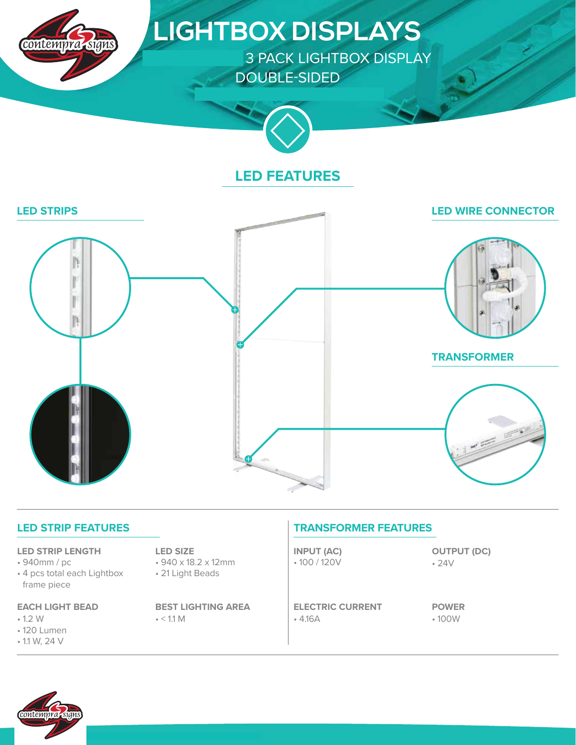# LIGHTBOX DISPLAYS

3 PACK LIGHTBOX DISPLAY
DOUBLE-SIDED

## LED FEATURES

### LED STRIPS

### LED WIRE CONNECTOR

### TRANSFORMER

## LED STRIP FEATURES

**LED STRIP LENGTH**
- 940mm / pc
- 4 pcs total each Lightbox frame piece

**LED SIZE**
- 940 x 18.2 x 12mm
- 21 Light Beads

**EACH LIGHT BEAD**
- 1.2 W
- 120 Lumen
- 1.1 W, 24 V

**BEST LIGHTING AREA**
- < 1.1 M

## TRANSFORMER FEATURES

**INPUT (AC)**
- 100 / 120V

**OUTPUT (DC)**
- 24V

**ELECTRIC CURRENT**
- 4.16A

**POWER**
- 100W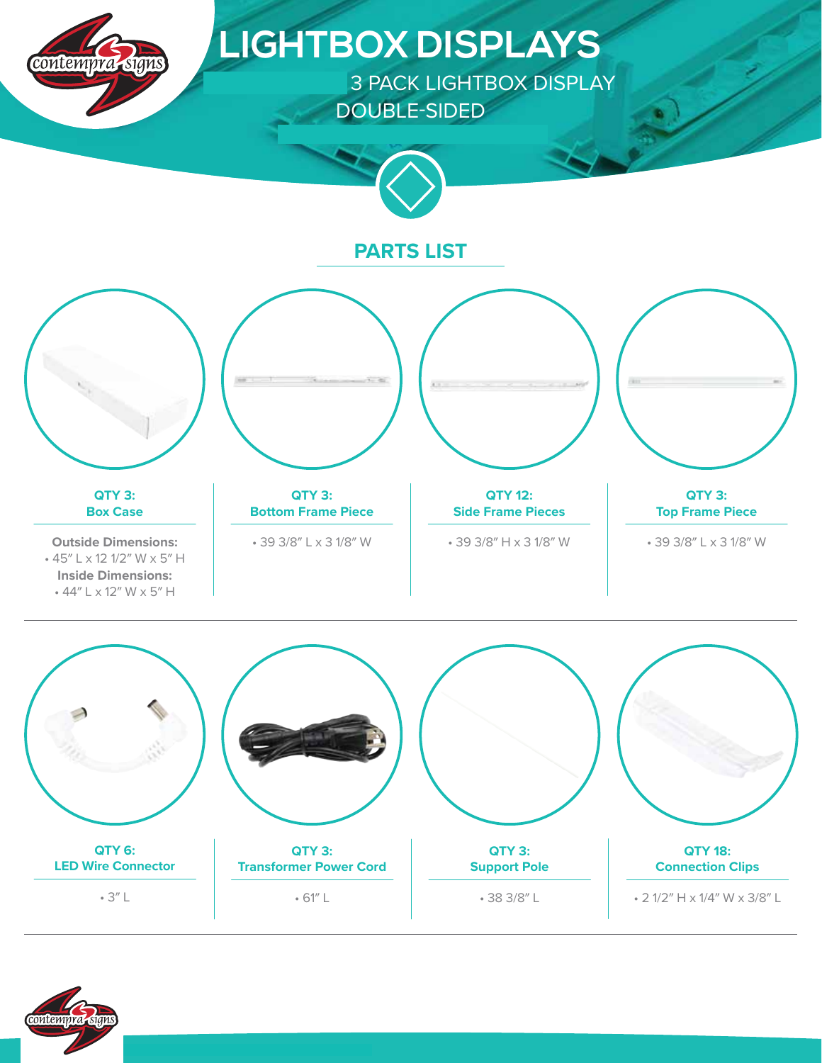# LIGHTBOX DISPLAYS

3 PACK LIGHTBOX DISPLAY
DOUBLE-SIDED

## PARTS LIST

**QTY 3:**
**Box Case**

**Outside Dimensions:**
- 45″ L x 12 1/2″ W x 5″ H

**Inside Dimensions:**
- 44″ L x 12″ W x 5″ H

**QTY 3:**
**Bottom Frame Piece**

- 39 3/8″ L x 3 1/8″ W

**QTY 12:**
**Side Frame Pieces**

- 39 3/8″ H x 3 1/8″ W

**QTY 3:**
**Top Frame Piece**

- 39 3/8″ L x 3 1/8″ W

**QTY 6:**
**LED Wire Connector**

- 3″ L

**QTY 3:**
**Transformer Power Cord**

- 61″ L

**QTY 3:**
**Support Pole**

- 38 3/8″ L

**QTY 18:**
**Connection Clips**

- 2 1/2″ H x 1/4″ W x 3/8″ L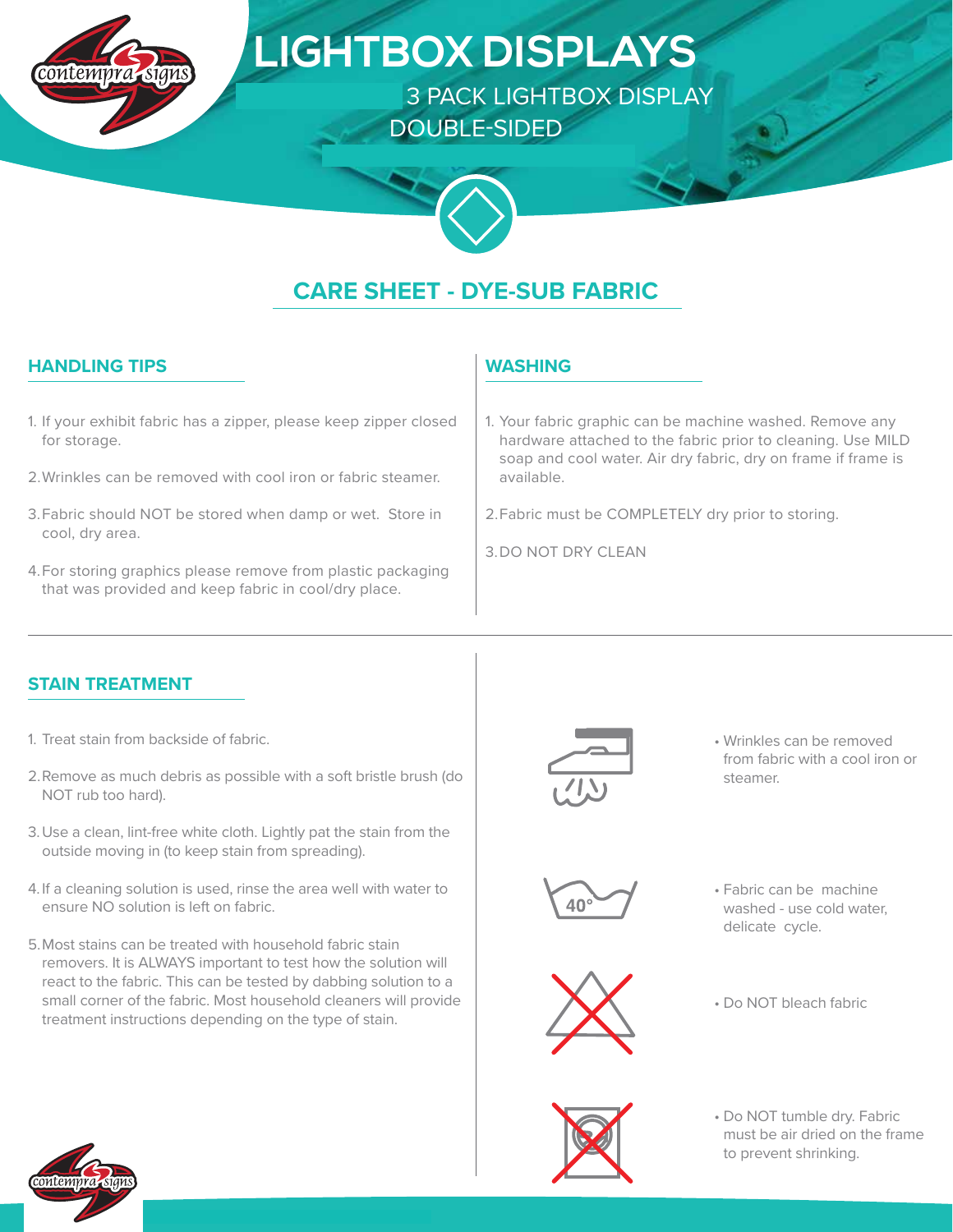# LIGHTBOX DISPLAYS

3 PACK LIGHTBOX DISPLAY
DOUBLE-SIDED

## CARE SHEET - DYE-SUB FABRIC

### HANDLING TIPS

1. If your exhibit fabric has a zipper, please keep zipper closed for storage.
2. Wrinkles can be removed with cool iron or fabric steamer.
3. Fabric should NOT be stored when damp or wet. Store in cool, dry area.
4. For storing graphics please remove from plastic packaging that was provided and keep fabric in cool/dry place.

### WASHING

1. Your fabric graphic can be machine washed. Remove any hardware attached to the fabric prior to cleaning. Use MILD soap and cool water. Air dry fabric, dry on frame if frame is available.
2. Fabric must be COMPLETELY dry prior to storing.
3. DO NOT DRY CLEAN

### STAIN TREATMENT

1. Treat stain from backside of fabric.
2. Remove as much debris as possible with a soft bristle brush (do NOT rub too hard).
3. Use a clean, lint-free white cloth. Lightly pat the stain from the outside moving in (to keep stain from spreading).
4. If a cleaning solution is used, rinse the area well with water to ensure NO solution is left on fabric.
5. Most stains can be treated with household fabric stain removers. It is ALWAYS important to test how the solution will react to the fabric. This can be tested by dabbing solution to a small corner of the fabric. Most household cleaners will provide treatment instructions depending on the type of stain.

- Wrinkles can be removed from fabric with a cool iron or steamer.

40°

- Fabric can be machine washed - use cold water, delicate cycle.
- Do NOT bleach fabric
- Do NOT tumble dry. Fabric must be air dried on the frame to prevent shrinking.